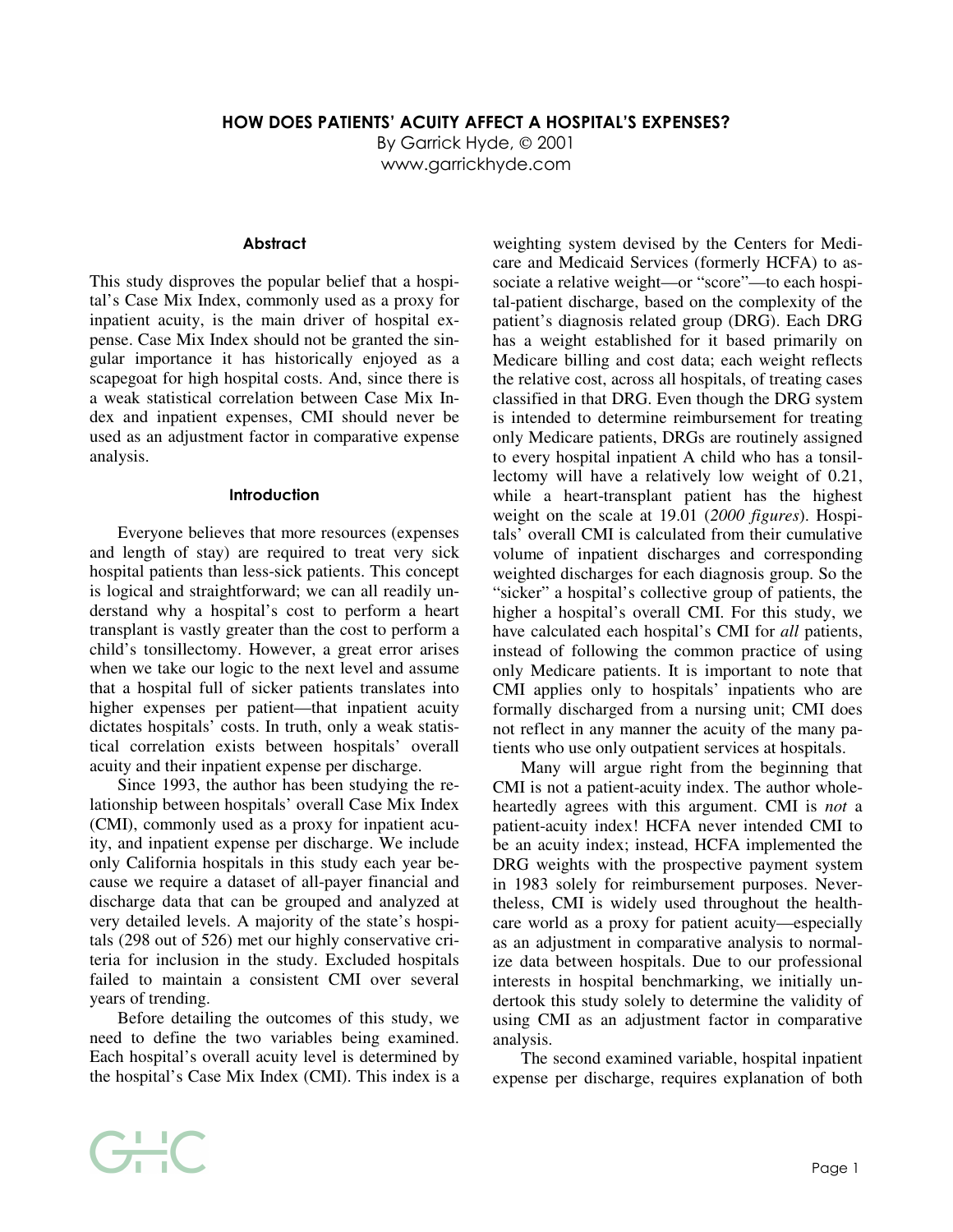# HOW DOES PATIENTS' ACUITY AFFECT A HOSPITAL'S EXPENSES?

By Garrick Hyde, © 2001
www.garrickhyde.com

### Abstract

This study disproves the popular belief that a hospital's Case Mix Index, commonly used as a proxy for inpatient acuity, is the main driver of hospital expense. Case Mix Index should not be granted the singular importance it has historically enjoyed as a scapegoat for high hospital costs. And, since there is a weak statistical correlation between Case Mix Index and inpatient expenses, CMI should never be used as an adjustment factor in comparative expense analysis.

### Introduction

Everyone believes that more resources (expenses and length of stay) are required to treat very sick hospital patients than less-sick patients. This concept is logical and straightforward; we can all readily understand why a hospital's cost to perform a heart transplant is vastly greater than the cost to perform a child's tonsillectomy. However, a great error arises when we take our logic to the next level and assume that a hospital full of sicker patients translates into higher expenses per patient—that inpatient acuity dictates hospitals' costs. In truth, only a weak statistical correlation exists between hospitals' overall acuity and their inpatient expense per discharge.

Since 1993, the author has been studying the relationship between hospitals' overall Case Mix Index (CMI), commonly used as a proxy for inpatient acuity, and inpatient expense per discharge. We include only California hospitals in this study each year because we require a dataset of all-payer financial and discharge data that can be grouped and analyzed at very detailed levels. A majority of the state's hospitals (298 out of 526) met our highly conservative criteria for inclusion in the study. Excluded hospitals failed to maintain a consistent CMI over several years of trending.

Before detailing the outcomes of this study, we need to define the two variables being examined. Each hospital's overall acuity level is determined by the hospital's Case Mix Index (CMI). This index is a weighting system devised by the Centers for Medicare and Medicaid Services (formerly HCFA) to associate a relative weight—or "score"—to each hospital-patient discharge, based on the complexity of the patient's diagnosis related group (DRG). Each DRG has a weight established for it based primarily on Medicare billing and cost data; each weight reflects the relative cost, across all hospitals, of treating cases classified in that DRG. Even though the DRG system is intended to determine reimbursement for treating only Medicare patients, DRGs are routinely assigned to every hospital inpatient A child who has a tonsillectomy will have a relatively low weight of 0.21, while a heart-transplant patient has the highest weight on the scale at 19.01 (*2000 figures*). Hospitals' overall CMI is calculated from their cumulative volume of inpatient discharges and corresponding weighted discharges for each diagnosis group. So the "sicker" a hospital's collective group of patients, the higher a hospital's overall CMI. For this study, we have calculated each hospital's CMI for *all* patients, instead of following the common practice of using only Medicare patients. It is important to note that CMI applies only to hospitals' inpatients who are formally discharged from a nursing unit; CMI does not reflect in any manner the acuity of the many patients who use only outpatient services at hospitals.

Many will argue right from the beginning that CMI is not a patient-acuity index. The author wholeheartedly agrees with this argument. CMI is *not* a patient-acuity index! HCFA never intended CMI to be an acuity index; instead, HCFA implemented the DRG weights with the prospective payment system in 1983 solely for reimbursement purposes. Nevertheless, CMI is widely used throughout the healthcare world as a proxy for patient acuity—especially as an adjustment in comparative analysis to normalize data between hospitals. Due to our professional interests in hospital benchmarking, we initially undertook this study solely to determine the validity of using CMI as an adjustment factor in comparative analysis.

The second examined variable, hospital inpatient expense per discharge, requires explanation of both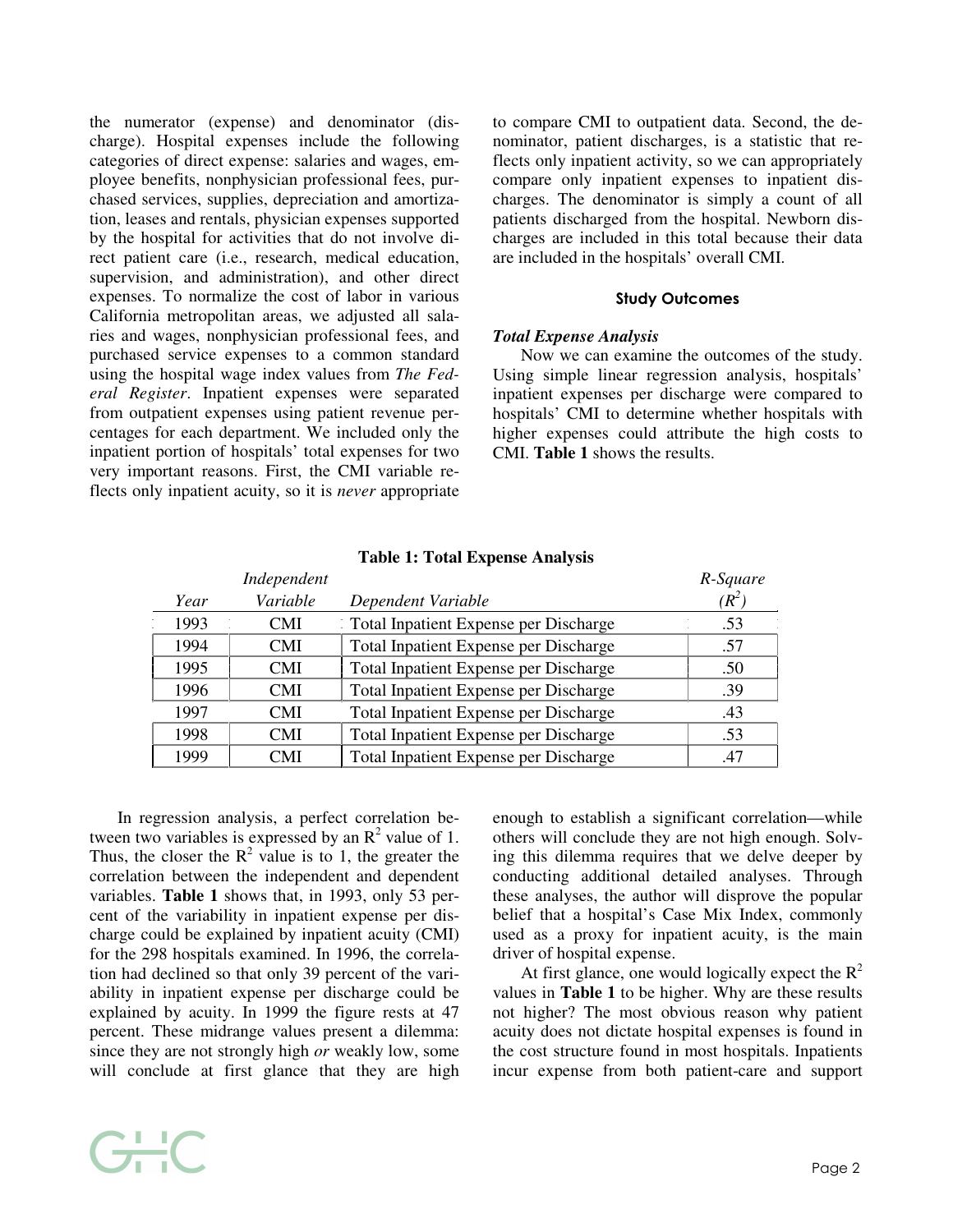the numerator (expense) and denominator (discharge). Hospital expenses include the following categories of direct expense: salaries and wages, employee benefits, nonphysician professional fees, purchased services, supplies, depreciation and amortization, leases and rentals, physician expenses supported by the hospital for activities that do not involve direct patient care (i.e., research, medical education, supervision, and administration), and other direct expenses. To normalize the cost of labor in various California metropolitan areas, we adjusted all salaries and wages, nonphysician professional fees, and purchased service expenses to a common standard using the hospital wage index values from *The Federal Register*. Inpatient expenses were separated from outpatient expenses using patient revenue percentages for each department. We included only the inpatient portion of hospitals' total expenses for two very important reasons. First, the CMI variable reflects only inpatient acuity, so it is *never* appropriate to compare CMI to outpatient data. Second, the denominator, patient discharges, is a statistic that reflects only inpatient activity, so we can appropriately compare only inpatient expenses to inpatient discharges. The denominator is simply a count of all patients discharged from the hospital. Newborn discharges are included in this total because their data are included in the hospitals' overall CMI.

### Study Outcomes

***Total Expense Analysis***

Now we can examine the outcomes of the study. Using simple linear regression analysis, hospitals' inpatient expenses per discharge were compared to hospitals' CMI to determine whether hospitals with higher expenses could attribute the high costs to CMI. **Table 1** shows the results.

**Table 1: Total Expense Analysis**

| *Year* | *Independent Variable* | *Dependent Variable* | *R-Square ($R^2$)* |
|---|---|---|---|
| 1993 | CMI | Total Inpatient Expense per Discharge | .53 |
| 1994 | CMI | Total Inpatient Expense per Discharge | .57 |
| 1995 | CMI | Total Inpatient Expense per Discharge | .50 |
| 1996 | CMI | Total Inpatient Expense per Discharge | .39 |
| 1997 | CMI | Total Inpatient Expense per Discharge | .43 |
| 1998 | CMI | Total Inpatient Expense per Discharge | .53 |
| 1999 | CMI | Total Inpatient Expense per Discharge | .47 |

In regression analysis, a perfect correlation between two variables is expressed by an $R^2$ value of 1. Thus, the closer the $R^2$ value is to 1, the greater the correlation between the independent and dependent variables. **Table 1** shows that, in 1993, only 53 percent of the variability in inpatient expense per discharge could be explained by inpatient acuity (CMI) for the 298 hospitals examined. In 1996, the correlation had declined so that only 39 percent of the variability in inpatient expense per discharge could be explained by acuity. In 1999 the figure rests at 47 percent. These midrange values present a dilemma: since they are not strongly high *or* weakly low, some will conclude at first glance that they are high enough to establish a significant correlation—while others will conclude they are not high enough. Solving this dilemma requires that we delve deeper by conducting additional detailed analyses. Through these analyses, the author will disprove the popular belief that a hospital's Case Mix Index, commonly used as a proxy for inpatient acuity, is the main driver of hospital expense.

At first glance, one would logically expect the $R^2$ values in **Table 1** to be higher. Why are these results not higher? The most obvious reason why patient acuity does not dictate hospital expenses is found in the cost structure found in most hospitals. Inpatients incur expense from both patient-care and support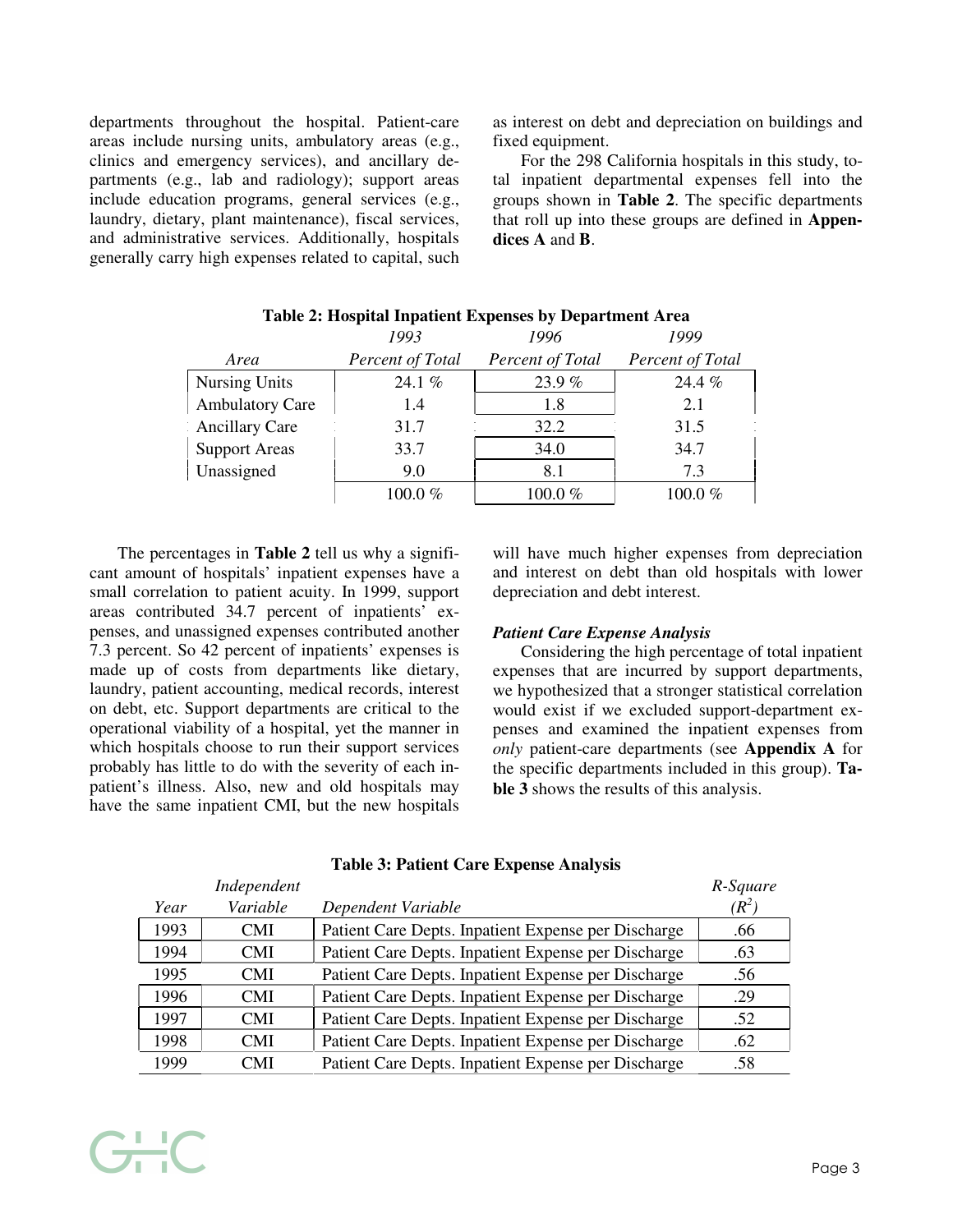departments throughout the hospital. Patient-care areas include nursing units, ambulatory areas (e.g., clinics and emergency services), and ancillary departments (e.g., lab and radiology); support areas include education programs, general services (e.g., laundry, dietary, plant maintenance), fiscal services, and administrative services. Additionally, hospitals generally carry high expenses related to capital, such as interest on debt and depreciation on buildings and fixed equipment.

For the 298 California hospitals in this study, total inpatient departmental expenses fell into the groups shown in **Table 2**. The specific departments that roll up into these groups are defined in **Appendices A** and **B**.

**Table 2: Hospital Inpatient Expenses by Department Area**

| *Area* | *1993* *Percent of Total* | *1996* *Percent of Total* | *1999* *Percent of Total* |
|---|---|---|---|
| Nursing Units | 24.1 % | 23.9 % | 24.4 % |
| Ambulatory Care | 1.4 | 1.8 | 2.1 |
| Ancillary Care | 31.7 | 32.2 | 31.5 |
| Support Areas | 33.7 | 34.0 | 34.7 |
| Unassigned | 9.0 | 8.1 | 7.3 |
| | 100.0 % | 100.0 % | 100.0 % |

The percentages in **Table 2** tell us why a significant amount of hospitals' inpatient expenses have a small correlation to patient acuity. In 1999, support areas contributed 34.7 percent of inpatients' expenses, and unassigned expenses contributed another 7.3 percent. So 42 percent of inpatients' expenses is made up of costs from departments like dietary, laundry, patient accounting, medical records, interest on debt, etc. Support departments are critical to the operational viability of a hospital, yet the manner in which hospitals choose to run their support services probably has little to do with the severity of each inpatient's illness. Also, new and old hospitals may have the same inpatient CMI, but the new hospitals will have much higher expenses from depreciation and interest on debt than old hospitals with lower depreciation and debt interest.

***Patient Care Expense Analysis***

Considering the high percentage of total inpatient expenses that are incurred by support departments, we hypothesized that a stronger statistical correlation would exist if we excluded support-department expenses and examined the inpatient expenses from *only* patient-care departments (see **Appendix A** for the specific departments included in this group). **Table 3** shows the results of this analysis.

**Table 3: Patient Care Expense Analysis**

| *Year* | *Independent Variable* | *Dependent Variable* | *R-Square ($R^2$)* |
|---|---|---|---|
| 1993 | CMI | Patient Care Depts. Inpatient Expense per Discharge | .66 |
| 1994 | CMI | Patient Care Depts. Inpatient Expense per Discharge | .63 |
| 1995 | CMI | Patient Care Depts. Inpatient Expense per Discharge | .56 |
| 1996 | CMI | Patient Care Depts. Inpatient Expense per Discharge | .29 |
| 1997 | CMI | Patient Care Depts. Inpatient Expense per Discharge | .52 |
| 1998 | CMI | Patient Care Depts. Inpatient Expense per Discharge | .62 |
| 1999 | CMI | Patient Care Depts. Inpatient Expense per Discharge | .58 |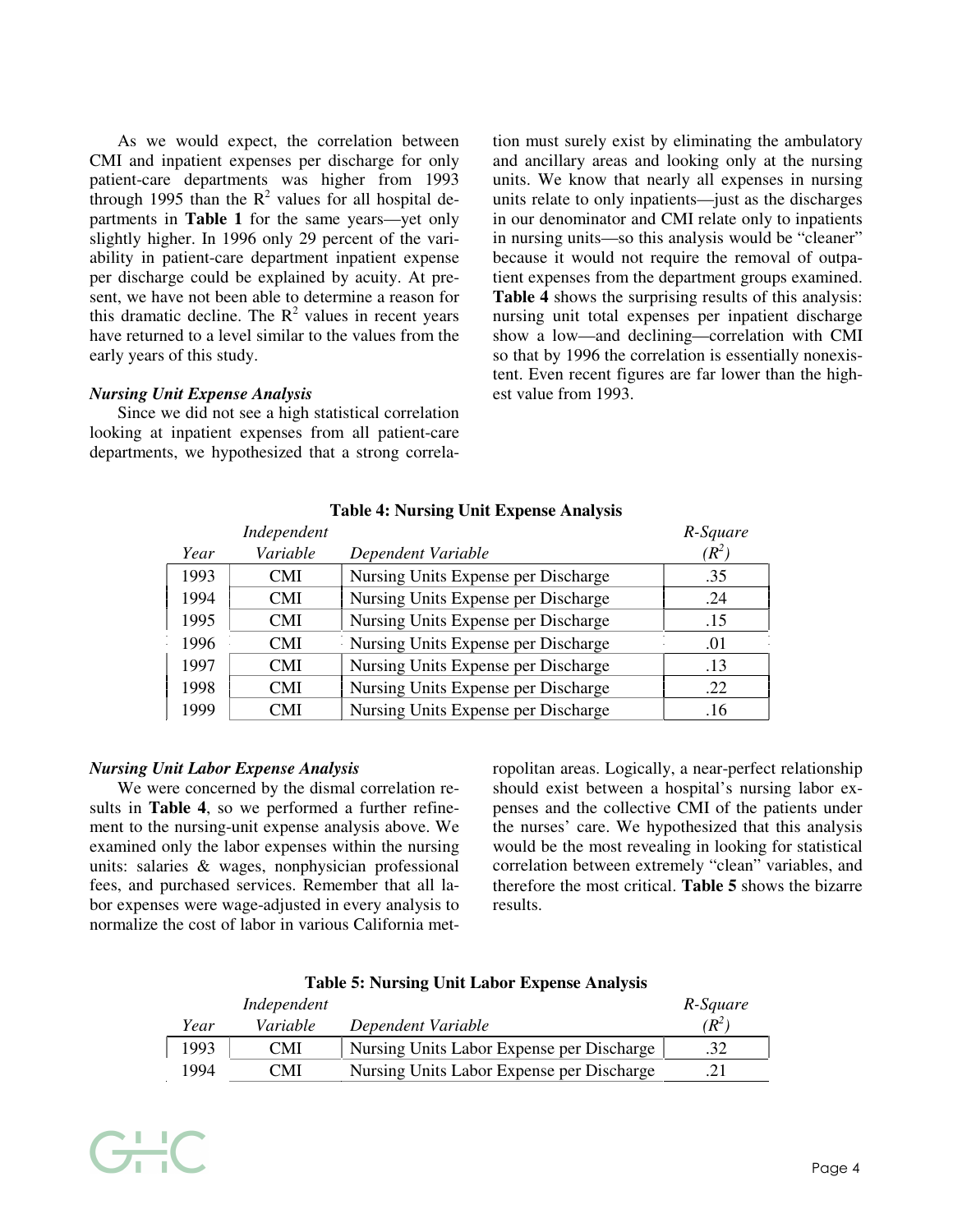As we would expect, the correlation between CMI and inpatient expenses per discharge for only patient-care departments was higher from 1993 through 1995 than the $R^2$ values for all hospital departments in **Table 1** for the same years—yet only slightly higher. In 1996 only 29 percent of the variability in patient-care department inpatient expense per discharge could be explained by acuity. At present, we have not been able to determine a reason for this dramatic decline. The $R^2$ values in recent years have returned to a level similar to the values from the early years of this study.

### *Nursing Unit Expense Analysis*

Since we did not see a high statistical correlation looking at inpatient expenses from all patient-care departments, we hypothesized that a strong correlation must surely exist by eliminating the ambulatory and ancillary areas and looking only at the nursing units. We know that nearly all expenses in nursing units relate to only inpatients—just as the discharges in our denominator and CMI relate only to inpatients in nursing units—so this analysis would be "cleaner" because it would not require the removal of outpatient expenses from the department groups examined. **Table 4** shows the surprising results of this analysis: nursing unit total expenses per inpatient discharge show a low—and declining—correlation with CMI so that by 1996 the correlation is essentially nonexistent. Even recent figures are far lower than the highest value from 1993.

**Table 4: Nursing Unit Expense Analysis**

| *Year* | *Independent Variable* | *Dependent Variable* | *R-Square ($R^2$)* |
|---|---|---|---|
| 1993 | CMI | Nursing Units Expense per Discharge | .35 |
| 1994 | CMI | Nursing Units Expense per Discharge | .24 |
| 1995 | CMI | Nursing Units Expense per Discharge | .15 |
| 1996 | CMI | Nursing Units Expense per Discharge | .01 |
| 1997 | CMI | Nursing Units Expense per Discharge | .13 |
| 1998 | CMI | Nursing Units Expense per Discharge | .22 |
| 1999 | CMI | Nursing Units Expense per Discharge | .16 |

### *Nursing Unit Labor Expense Analysis*

We were concerned by the dismal correlation results in **Table 4**, so we performed a further refinement to the nursing-unit expense analysis above. We examined only the labor expenses within the nursing units: salaries & wages, nonphysician professional fees, and purchased services. Remember that all labor expenses were wage-adjusted in every analysis to normalize the cost of labor in various California metropolitan areas. Logically, a near-perfect relationship should exist between a hospital's nursing labor expenses and the collective CMI of the patients under the nurses' care. We hypothesized that this analysis would be the most revealing in looking for statistical correlation between extremely "clean" variables, and therefore the most critical. **Table 5** shows the bizarre results.

**Table 5: Nursing Unit Labor Expense Analysis**

| *Year* | *Independent Variable* | *Dependent Variable* | *R-Square ($R^2$)* |
|---|---|---|---|
| 1993 | CMI | Nursing Units Labor Expense per Discharge | .32 |
| 1994 | CMI | Nursing Units Labor Expense per Discharge | .21 |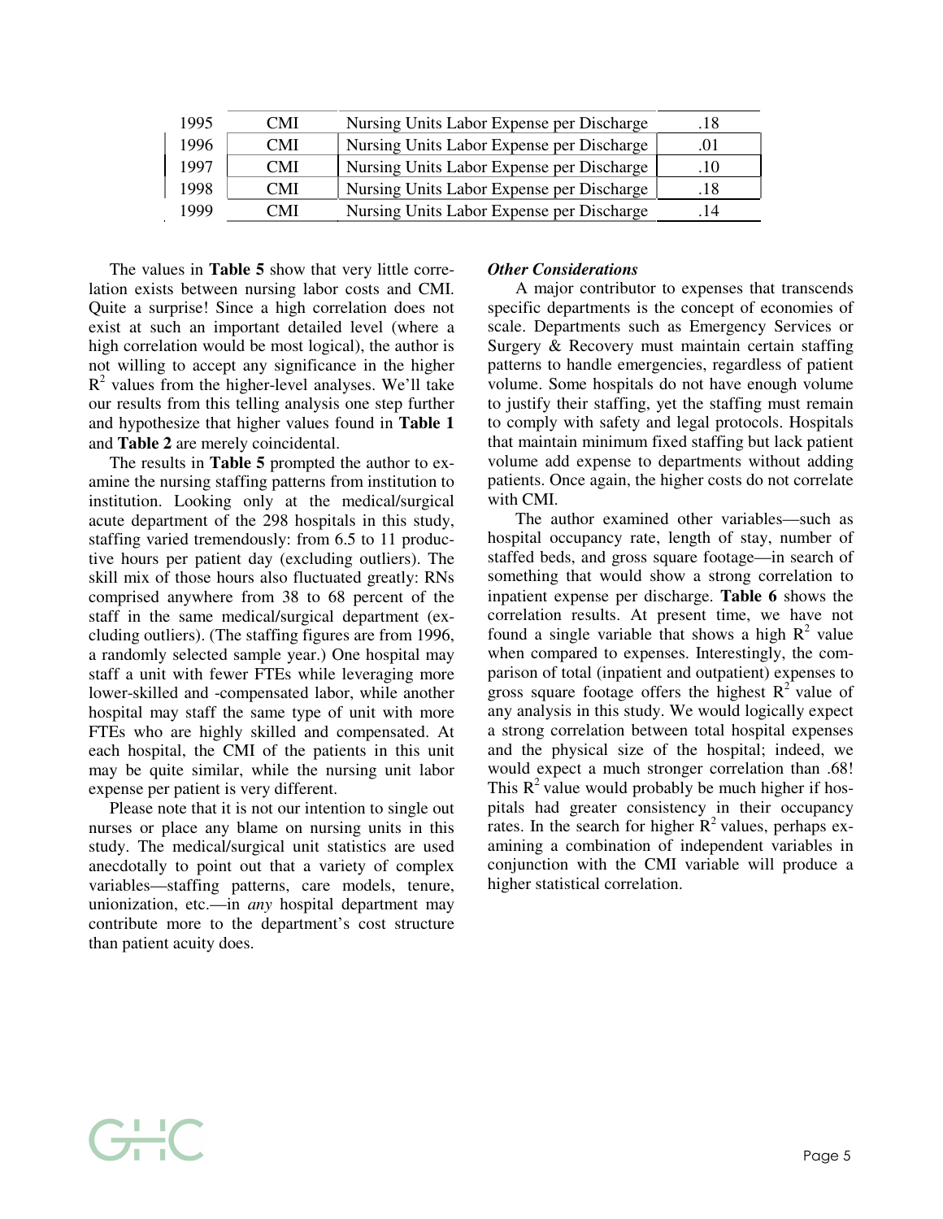| | | | |
|---|---|---|---|
| 1995 | CMI | Nursing Units Labor Expense per Discharge | .18 |
| 1996 | CMI | Nursing Units Labor Expense per Discharge | .01 |
| 1997 | CMI | Nursing Units Labor Expense per Discharge | .10 |
| 1998 | CMI | Nursing Units Labor Expense per Discharge | .18 |
| 1999 | CMI | Nursing Units Labor Expense per Discharge | .14 |

The values in **Table 5** show that very little correlation exists between nursing labor costs and CMI. Quite a surprise! Since a high correlation does not exist at such an important detailed level (where a high correlation would be most logical), the author is not willing to accept any significance in the higher $R^2$ values from the higher-level analyses. We'll take our results from this telling analysis one step further and hypothesize that higher values found in **Table 1** and **Table 2** are merely coincidental.

The results in **Table 5** prompted the author to examine the nursing staffing patterns from institution to institution. Looking only at the medical/surgical acute department of the 298 hospitals in this study, staffing varied tremendously: from 6.5 to 11 productive hours per patient day (excluding outliers). The skill mix of those hours also fluctuated greatly: RNs comprised anywhere from 38 to 68 percent of the staff in the same medical/surgical department (excluding outliers). (The staffing figures are from 1996, a randomly selected sample year.) One hospital may staff a unit with fewer FTEs while leveraging more lower-skilled and -compensated labor, while another hospital may staff the same type of unit with more FTEs who are highly skilled and compensated. At each hospital, the CMI of the patients in this unit may be quite similar, while the nursing unit labor expense per patient is very different.

Please note that it is not our intention to single out nurses or place any blame on nursing units in this study. The medical/surgical unit statistics are used anecdotally to point out that a variety of complex variables—staffing patterns, care models, tenure, unionization, etc.—in *any* hospital department may contribute more to the department's cost structure than patient acuity does.

***Other Considerations***

A major contributor to expenses that transcends specific departments is the concept of economies of scale. Departments such as Emergency Services or Surgery & Recovery must maintain certain staffing patterns to handle emergencies, regardless of patient volume. Some hospitals do not have enough volume to justify their staffing, yet the staffing must remain to comply with safety and legal protocols. Hospitals that maintain minimum fixed staffing but lack patient volume add expense to departments without adding patients. Once again, the higher costs do not correlate with CMI.

The author examined other variables—such as hospital occupancy rate, length of stay, number of staffed beds, and gross square footage—in search of something that would show a strong correlation to inpatient expense per discharge. **Table 6** shows the correlation results. At present time, we have not found a single variable that shows a high $R^2$ value when compared to expenses. Interestingly, the comparison of total (inpatient and outpatient) expenses to gross square footage offers the highest $R^2$ value of any analysis in this study. We would logically expect a strong correlation between total hospital expenses and the physical size of the hospital; indeed, we would expect a much stronger correlation than .68! This $R^2$ value would probably be much higher if hospitals had greater consistency in their occupancy rates. In the search for higher $R^2$ values, perhaps examining a combination of independent variables in conjunction with the CMI variable will produce a higher statistical correlation.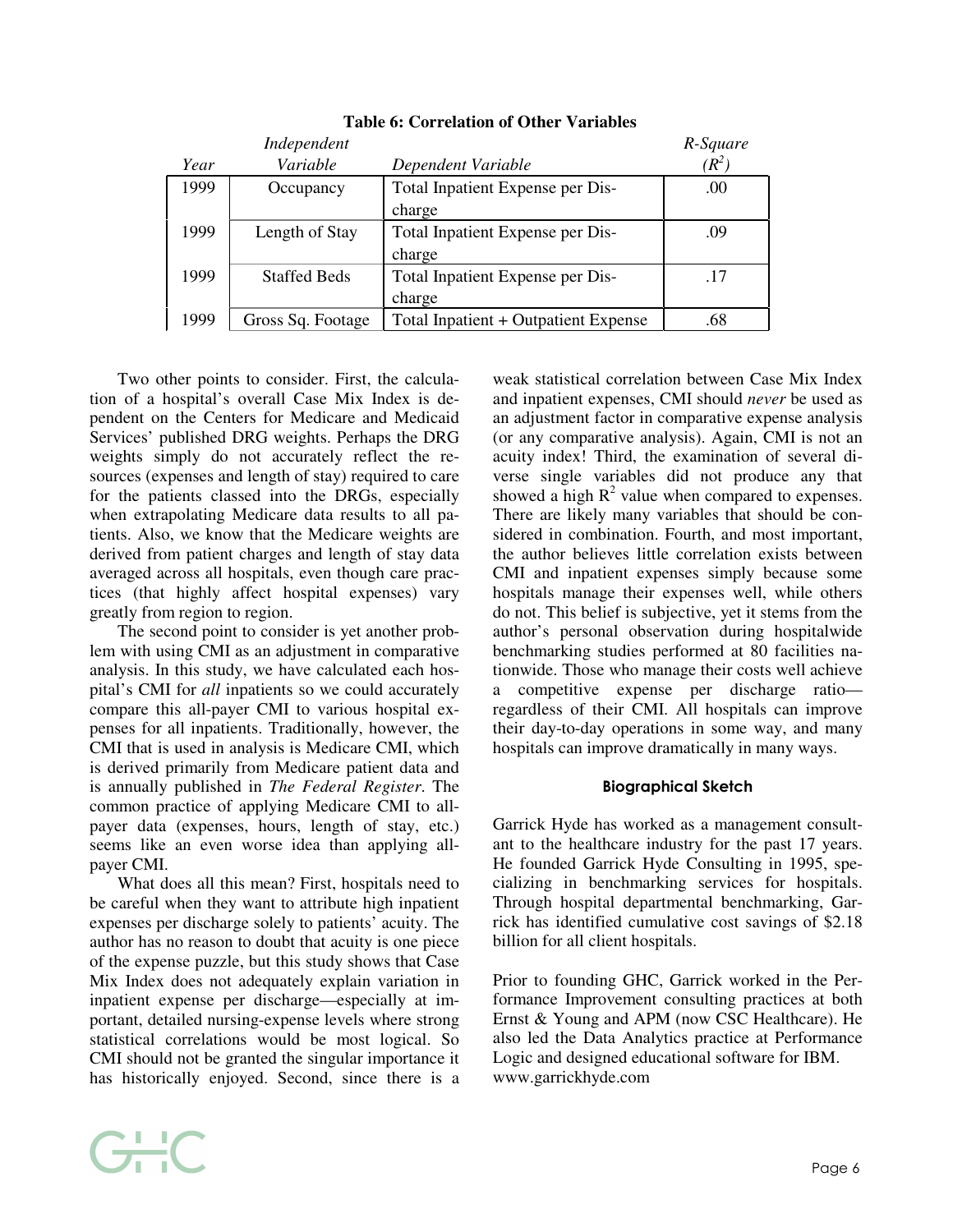**Table 6: Correlation of Other Variables**

| Year | Independent Variable | Dependent Variable | R-Square ($R^2$) |
|---|---|---|---|
| 1999 | Occupancy | Total Inpatient Expense per Discharge | .00 |
| 1999 | Length of Stay | Total Inpatient Expense per Discharge | .09 |
| 1999 | Staffed Beds | Total Inpatient Expense per Discharge | .17 |
| 1999 | Gross Sq. Footage | Total Inpatient + Outpatient Expense | .68 |

Two other points to consider. First, the calculation of a hospital's overall Case Mix Index is dependent on the Centers for Medicare and Medicaid Services' published DRG weights. Perhaps the DRG weights simply do not accurately reflect the resources (expenses and length of stay) required to care for the patients classed into the DRGs, especially when extrapolating Medicare data results to all patients. Also, we know that the Medicare weights are derived from patient charges and length of stay data averaged across all hospitals, even though care practices (that highly affect hospital expenses) vary greatly from region to region.

The second point to consider is yet another problem with using CMI as an adjustment in comparative analysis. In this study, we have calculated each hospital's CMI for *all* inpatients so we could accurately compare this all-payer CMI to various hospital expenses for all inpatients. Traditionally, however, the CMI that is used in analysis is Medicare CMI, which is derived primarily from Medicare patient data and is annually published in *The Federal Register*. The common practice of applying Medicare CMI to all-payer data (expenses, hours, length of stay, etc.) seems like an even worse idea than applying all-payer CMI.

What does all this mean? First, hospitals need to be careful when they want to attribute high inpatient expenses per discharge solely to patients' acuity. The author has no reason to doubt that acuity is one piece of the expense puzzle, but this study shows that Case Mix Index does not adequately explain variation in inpatient expense per discharge—especially at important, detailed nursing-expense levels where strong statistical correlations would be most logical. So CMI should not be granted the singular importance it has historically enjoyed. Second, since there is a weak statistical correlation between Case Mix Index and inpatient expenses, CMI should *never* be used as an adjustment factor in comparative expense analysis (or any comparative analysis). Again, CMI is not an acuity index! Third, the examination of several diverse single variables did not produce any that showed a high $R^2$ value when compared to expenses. There are likely many variables that should be considered in combination. Fourth, and most important, the author believes little correlation exists between CMI and inpatient expenses simply because some hospitals manage their expenses well, while others do not. This belief is subjective, yet it stems from the author's personal observation during hospitalwide benchmarking studies performed at 80 facilities nationwide. Those who manage their costs well achieve a competitive expense per discharge ratio—regardless of their CMI. All hospitals can improve their day-to-day operations in some way, and many hospitals can improve dramatically in many ways.

### Biographical Sketch

Garrick Hyde has worked as a management consultant to the healthcare industry for the past 17 years. He founded Garrick Hyde Consulting in 1995, specializing in benchmarking services for hospitals. Through hospital departmental benchmarking, Garrick has identified cumulative cost savings of $2.18 billion for all client hospitals.

Prior to founding GHC, Garrick worked in the Performance Improvement consulting practices at both Ernst & Young and APM (now CSC Healthcare). He also led the Data Analytics practice at Performance Logic and designed educational software for IBM. www.garrickhyde.com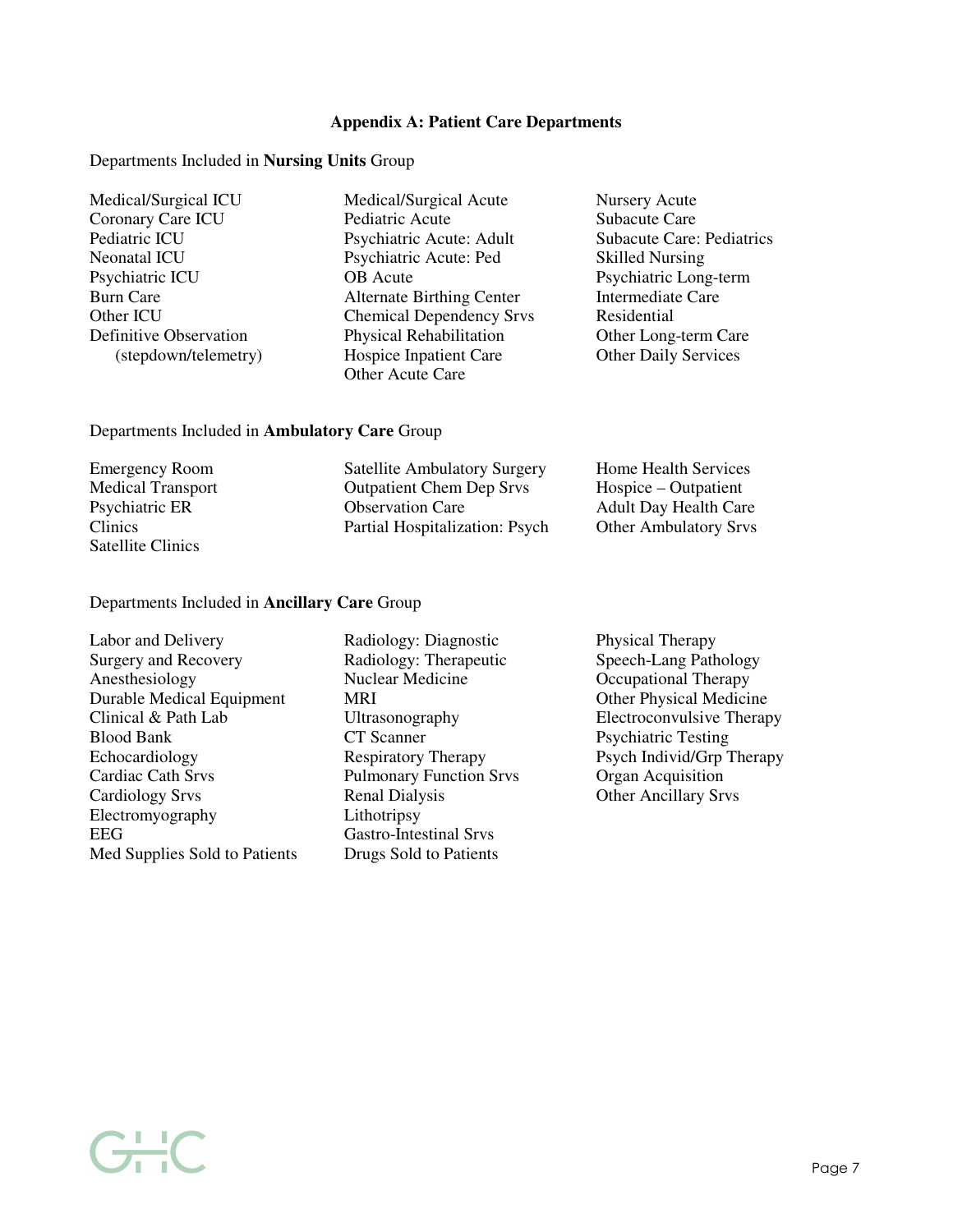## Appendix A: Patient Care Departments

Departments Included in **Nursing Units** Group

- Medical/Surgical ICU
- Coronary Care ICU
- Pediatric ICU
- Neonatal ICU
- Psychiatric ICU
- Burn Care
- Other ICU
- Definitive Observation (stepdown/telemetry)
- Medical/Surgical Acute
- Pediatric Acute
- Psychiatric Acute: Adult
- Psychiatric Acute: Ped
- OB Acute
- Alternate Birthing Center
- Chemical Dependency Srvs
- Physical Rehabilitation
- Hospice Inpatient Care
- Other Acute Care
- Nursery Acute
- Subacute Care
- Subacute Care: Pediatrics
- Skilled Nursing
- Psychiatric Long-term
- Intermediate Care
- Residential
- Other Long-term Care
- Other Daily Services

Departments Included in **Ambulatory Care** Group

- Emergency Room
- Medical Transport
- Psychiatric ER
- Clinics
- Satellite Clinics
- Satellite Ambulatory Surgery
- Outpatient Chem Dep Srvs
- Observation Care
- Partial Hospitalization: Psych
- Home Health Services
- Hospice – Outpatient
- Adult Day Health Care
- Other Ambulatory Srvs

Departments Included in **Ancillary Care** Group

- Labor and Delivery
- Surgery and Recovery
- Anesthesiology
- Durable Medical Equipment
- Clinical & Path Lab
- Blood Bank
- Echocardiology
- Cardiac Cath Srvs
- Cardiology Srvs
- Electromyography
- EEG
- Med Supplies Sold to Patients
- Radiology: Diagnostic
- Radiology: Therapeutic
- Nuclear Medicine
- MRI
- Ultrasonography
- CT Scanner
- Respiratory Therapy
- Pulmonary Function Srvs
- Renal Dialysis
- Lithotripsy
- Gastro-Intestinal Srvs
- Drugs Sold to Patients
- Physical Therapy
- Speech-Lang Pathology
- Occupational Therapy
- Other Physical Medicine
- Electroconvulsive Therapy
- Psychiatric Testing
- Psych Individ/Grp Therapy
- Organ Acquisition
- Other Ancillary Srvs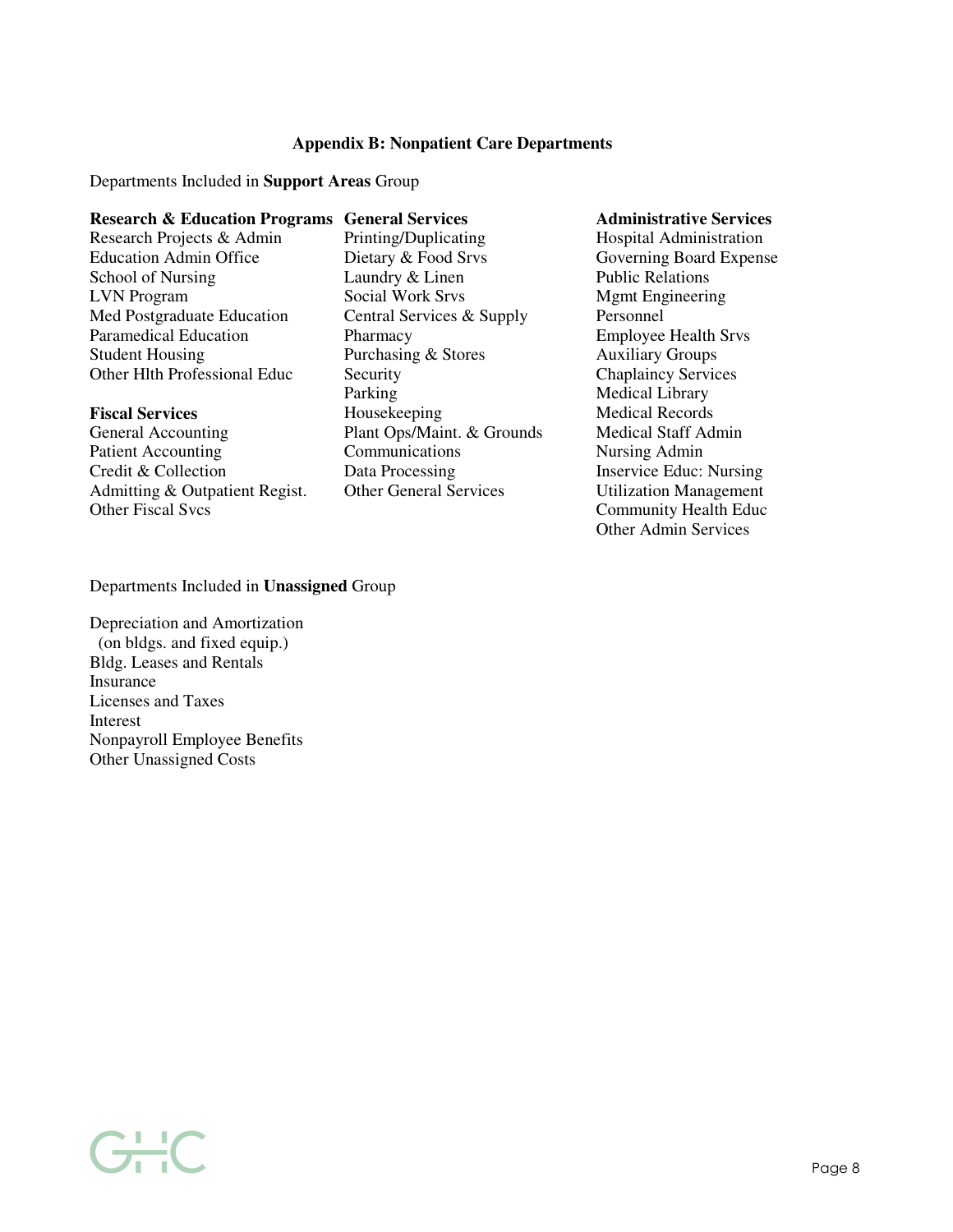### Appendix B: Nonpatient Care Departments

Departments Included in **Support Areas** Group

**Research & Education Programs**
- Research Projects & Admin
- Education Admin Office
- School of Nursing
- LVN Program
- Med Postgraduate Education
- Paramedical Education
- Student Housing
- Other Hlth Professional Educ

**Fiscal Services**
- General Accounting
- Patient Accounting
- Credit & Collection
- Admitting & Outpatient Regist.
- Other Fiscal Svcs

**General Services**
- Printing/Duplicating
- Dietary & Food Srvs
- Laundry & Linen
- Social Work Srvs
- Central Services & Supply
- Pharmacy
- Purchasing & Stores
- Security
- Parking
- Housekeeping
- Plant Ops/Maint. & Grounds
- Communications
- Data Processing
- Other General Services

**Administrative Services**
- Hospital Administration
- Governing Board Expense
- Public Relations
- Mgmt Engineering
- Personnel
- Employee Health Srvs
- Auxiliary Groups
- Chaplaincy Services
- Medical Library
- Medical Records
- Medical Staff Admin
- Nursing Admin
- Inservice Educ: Nursing
- Utilization Management
- Community Health Educ
- Other Admin Services

Departments Included in **Unassigned** Group

- Depreciation and Amortization (on bldgs. and fixed equip.)
- Bldg. Leases and Rentals
- Insurance
- Licenses and Taxes
- Interest
- Nonpayroll Employee Benefits
- Other Unassigned Costs